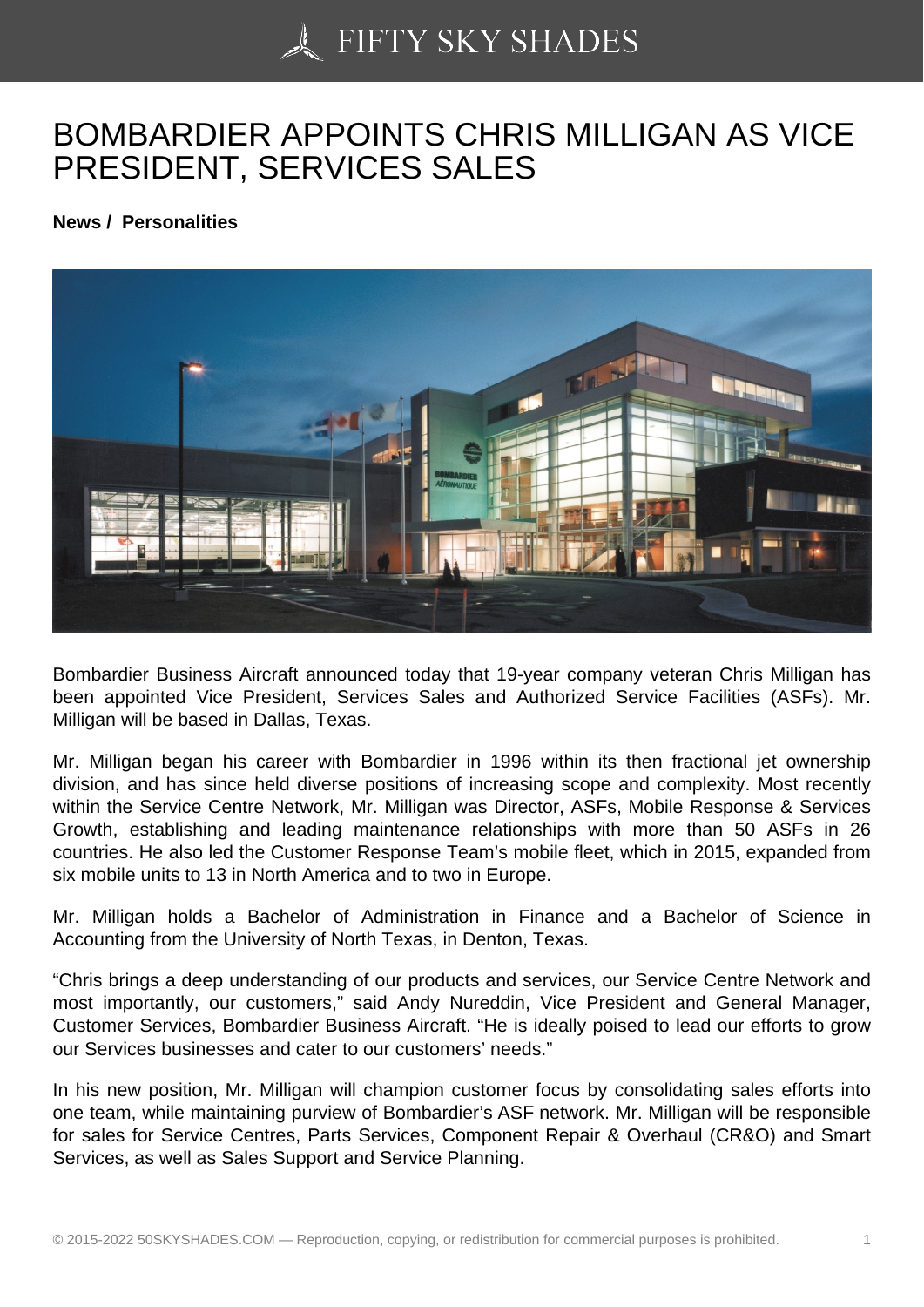# BOMBARDIER APPOINTS CHRIS MILLIGAN AS VICE PRESIDENT, SERVICES SALES

**News / Personalities**

Bombardier Business Aircraft announced today that 19-year company veteran Chris Milligan has been appointed Vice President, Services Sales and Authorized Service Facilities (ASFs). Mr. Milligan will be based in Dallas, Texas.

Mr. Milligan began his career with Bombardier in 1996 within its then fractional jet ownership division, and has since held diverse positions of increasing scope and complexity. Most recently within the Service Centre Network, Mr. Milligan was Director, ASFs, Mobile Response & Services Growth, establishing and leading maintenance relationships with more than 50 ASFs in 26 countries. He also led the Customer Response Team's mobile fleet, which in 2015, expanded from six mobile units to 13 in North America and to two in Europe.

Mr. Milligan holds a Bachelor of Administration in Finance and a Bachelor of Science in Accounting from the University of North Texas, in Denton, Texas.

"Chris brings a deep understanding of our products and services, our Service Centre Network and most importantly, our customers," said Andy Nureddin, Vice President and General Manager, Customer Services, Bombardier Business Aircraft. "He is ideally poised to lead our efforts to grow our Services businesses and cater to our customers' needs."

In his new position, Mr. Milligan will champion customer focus by consolidating sales efforts into one team, while maintaining purview of Bombardier's ASF network. Mr. Milligan will be responsible for sales for Service Centres, Parts Services, Component Repair & Overhaul (CR&O) and Smart Services, as well as Sales Support and Service Planning.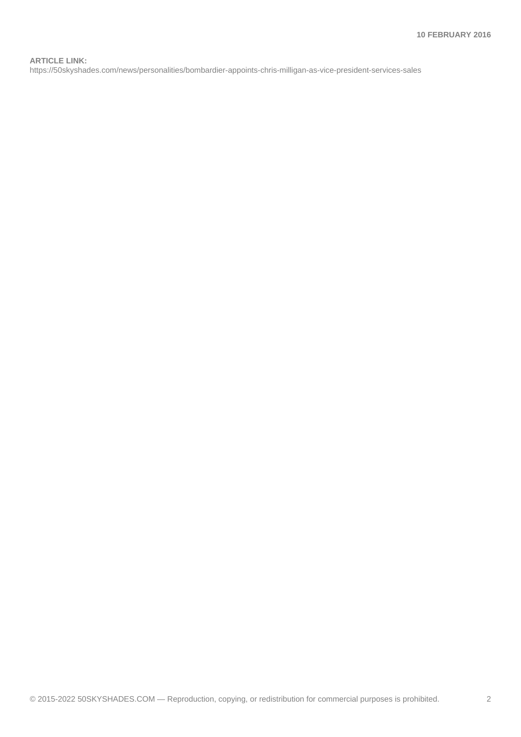**ARTICLE LINK:**
https://50skyshades.com/news/personalities/bombardier-appoints-chris-milligan-as-vice-president-services-sales